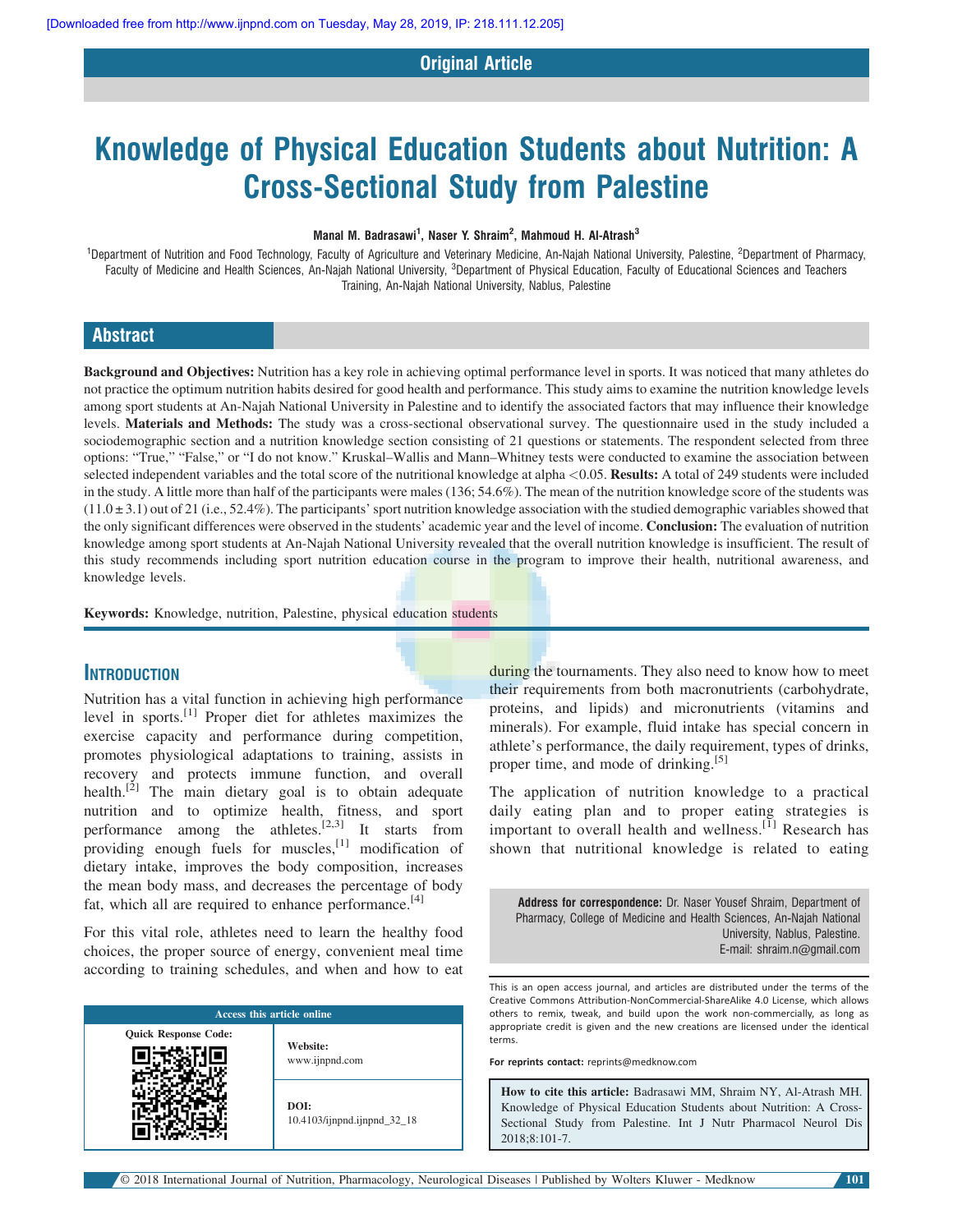Original Article

# Knowledge of Physical Education Students about Nutrition: A Cross-Sectional Study from Palestine

**Manal M. Badrasawi[1], Naser Y. Shraim[2], Mahmoud H. Al-Atrash[3]**

[1]Department of Nutrition and Food Technology, Faculty of Agriculture and Veterinary Medicine, An-Najah National University, Palestine, [2]Department of Pharmacy, Faculty of Medicine and Health Sciences, An-Najah National University, [3]Department of Physical Education, Faculty of Educational Sciences and Teachers Training, An-Najah National University, Nablus, Palestine

## Abstract

**Background and Objectives:** Nutrition has a key role in achieving optimal performance level in sports. It was noticed that many athletes do not practice the optimum nutrition habits desired for good health and performance. This study aims to examine the nutrition knowledge levels among sport students at An-Najah National University in Palestine and to identify the associated factors that may influence their knowledge levels. **Materials and Methods:** The study was a cross-sectional observational survey. The questionnaire used in the study included a sociodemographic section and a nutrition knowledge section consisting of 21 questions or statements. The respondent selected from three options: "True," "False," or "I do not know." Kruskal–Wallis and Mann–Whitney tests were conducted to examine the association between selected independent variables and the total score of the nutritional knowledge at alpha $<0.05$. **Results:** A total of 249 students were included in the study. A little more than half of the participants were males (136; 54.6%). The mean of the nutrition knowledge score of the students was ($11.0 \pm 3.1$) out of 21 (i.e., 52.4%). The participants' sport nutrition knowledge association with the studied demographic variables showed that the only significant differences were observed in the students' academic year and the level of income. **Conclusion:** The evaluation of nutrition knowledge among sport students at An-Najah National University revealed that the overall nutrition knowledge is insufficient. The result of this study recommends including sport nutrition education course in the program to improve their health, nutritional awareness, and knowledge levels.

**Keywords:** Knowledge, nutrition, Palestine, physical education students

## Introduction

Nutrition has a vital function in achieving high performance level in sports.[1] Proper diet for athletes maximizes the exercise capacity and performance during competition, promotes physiological adaptations to training, assists in recovery and protects immune function, and overall health.[2] The main dietary goal is to obtain adequate nutrition and to optimize health, fitness, and sport performance among the athletes.[2,3] It starts from providing enough fuels for muscles,[1] modification of dietary intake, improves the body composition, increases the mean body mass, and decreases the percentage of body fat, which all are required to enhance performance.[4]

For this vital role, athletes need to learn the healthy food choices, the proper source of energy, convenient meal time according to training schedules, and when and how to eat during the tournaments. They also need to know how to meet their requirements from both macronutrients (carbohydrate, proteins, and lipids) and micronutrients (vitamins and minerals). For example, fluid intake has special concern in athlete's performance, the daily requirement, types of drinks, proper time, and mode of drinking.[5]

The application of nutrition knowledge to a practical daily eating plan and to proper eating strategies is important to overall health and wellness.[1] Research has shown that nutritional knowledge is related to eating

**Address for correspondence:** Dr. Naser Yousef Shraim, Department of Pharmacy, College of Medicine and Health Sciences, An-Najah National University, Nablus, Palestine.
E-mail: shraim.n@gmail.com

| Access this article online | |
|---|---|
| Quick Response Code: | **Website:** www.ijnpnd.com |
| | **DOI:** 10.4103/ijnpnd.ijnpnd_32_18 |

This is an open access journal, and articles are distributed under the terms of the Creative Commons Attribution-NonCommercial-ShareAlike 4.0 License, which allows others to remix, tweak, and build upon the work non-commercially, as long as appropriate credit is given and the new creations are licensed under the identical terms.

**For reprints contact:** reprints@medknow.com

**How to cite this article:** Badrasawi MM, Shraim NY, Al-Atrash MH. Knowledge of Physical Education Students about Nutrition: A Cross-Sectional Study from Palestine. Int J Nutr Pharmacol Neurol Dis 2018;8:101-7.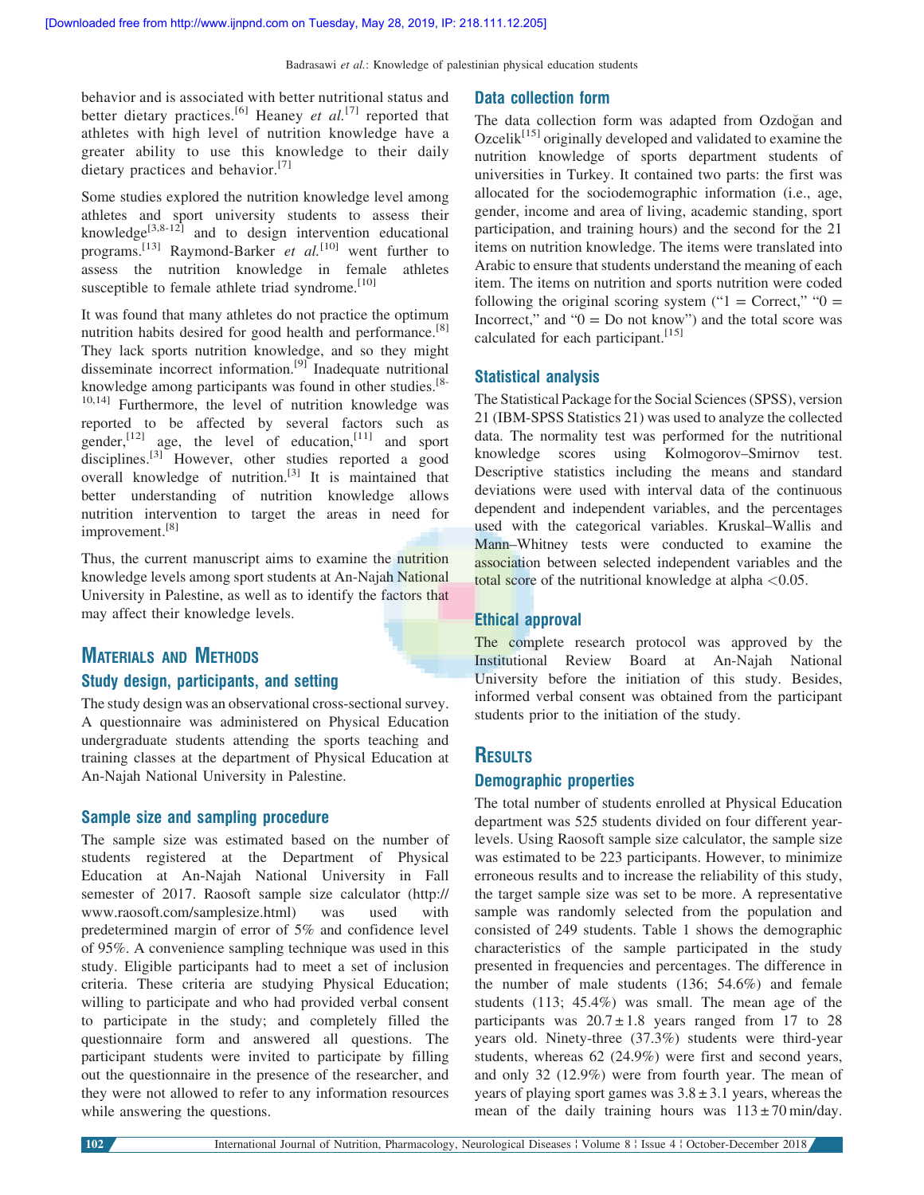behavior and is associated with better nutritional status and better dietary practices.[6] Heaney *et al.*[7] reported that athletes with high level of nutrition knowledge have a greater ability to use this knowledge to their daily dietary practices and behavior.[7]

Some studies explored the nutrition knowledge level among athletes and sport university students to assess their knowledge[3,8-12] and to design intervention educational programs.[13] Raymond-Barker *et al.*[10] went further to assess the nutrition knowledge in female athletes susceptible to female athlete triad syndrome.[10]

It was found that many athletes do not practice the optimum nutrition habits desired for good health and performance.[8] They lack sports nutrition knowledge, and so they might disseminate incorrect information.[9] Inadequate nutritional knowledge among participants was found in other studies.[8-10,14] Furthermore, the level of nutrition knowledge was reported to be affected by several factors such as gender,[12] age, the level of education,[11] and sport disciplines.[3] However, other studies reported a good overall knowledge of nutrition.[3] It is maintained that better understanding of nutrition knowledge allows nutrition intervention to target the areas in need for improvement.[8]

Thus, the current manuscript aims to examine the nutrition knowledge levels among sport students at An-Najah National University in Palestine, as well as to identify the factors that may affect their knowledge levels.

## Materials and Methods

### Study design, participants, and setting

The study design was an observational cross-sectional survey. A questionnaire was administered on Physical Education undergraduate students attending the sports teaching and training classes at the department of Physical Education at An-Najah National University in Palestine.

### Sample size and sampling procedure

The sample size was estimated based on the number of students registered at the Department of Physical Education at An-Najah National University in Fall semester of 2017. Raosoft sample size calculator (http://www.raosoft.com/samplesize.html) was used with predetermined margin of error of 5% and confidence level of 95%. A convenience sampling technique was used in this study. Eligible participants had to meet a set of inclusion criteria. These criteria are studying Physical Education; willing to participate and who had provided verbal consent to participate in the study; and completely filled the questionnaire form and answered all questions. The participant students were invited to participate by filling out the questionnaire in the presence of the researcher, and they were not allowed to refer to any information resources while answering the questions.

### Data collection form

The data collection form was adapted from Ozdoğan and Ozcelik[15] originally developed and validated to examine the nutrition knowledge of sports department students of universities in Turkey. It contained two parts: the first was allocated for the sociodemographic information (i.e., age, gender, income and area of living, academic standing, sport participation, and training hours) and the second for the 21 items on nutrition knowledge. The items were translated into Arabic to ensure that students understand the meaning of each item. The items on nutrition and sports nutrition were coded following the original scoring system ("1 = Correct," "0 = Incorrect," and "0 = Do not know") and the total score was calculated for each participant.[15]

### Statistical analysis

The Statistical Package for the Social Sciences (SPSS), version 21 (IBM-SPSS Statistics 21) was used to analyze the collected data. The normality test was performed for the nutritional knowledge scores using Kolmogorov–Smirnov test. Descriptive statistics including the means and standard deviations were used with interval data of the continuous dependent and independent variables, and the percentages used with the categorical variables. Kruskal–Wallis and Mann–Whitney tests were conducted to examine the association between selected independent variables and the total score of the nutritional knowledge at alpha $<0.05$.

### Ethical approval

The complete research protocol was approved by the Institutional Review Board at An-Najah National University before the initiation of this study. Besides, informed verbal consent was obtained from the participant students prior to the initiation of the study.

## Results

### Demographic properties

The total number of students enrolled at Physical Education department was 525 students divided on four different year-levels. Using Raosoft sample size calculator, the sample size was estimated to be 223 participants. However, to minimize erroneous results and to increase the reliability of this study, the target sample size was set to be more. A representative sample was randomly selected from the population and consisted of 249 students. Table 1 shows the demographic characteristics of the sample participated in the study presented in frequencies and percentages. The difference in the number of male students (136; 54.6%) and female students (113; 45.4%) was small. The mean age of the participants was $20.7 \pm 1.8$ years ranged from 17 to 28 years old. Ninety-three (37.3%) students were third-year students, whereas 62 (24.9%) were first and second years, and only 32 (12.9%) were from fourth year. The mean of years of playing sport games was $3.8 \pm 3.1$ years, whereas the mean of the daily training hours was $113 \pm 70$ min/day.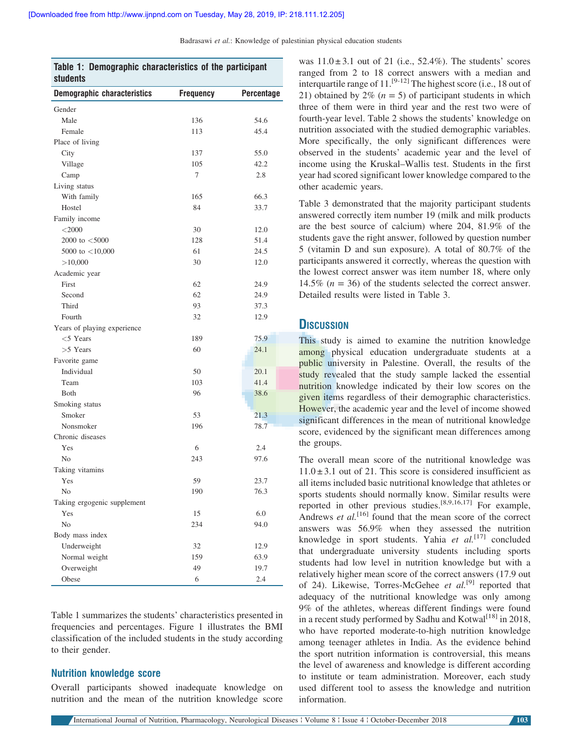**Table 1: Demographic characteristics of the participant students**

| Demographic characteristics | Frequency | Percentage |
|---|---|---|
| Gender | | |
| Male | 136 | 54.6 |
| Female | 113 | 45.4 |
| Place of living | | |
| City | 137 | 55.0 |
| Village | 105 | 42.2 |
| Camp | 7 | 2.8 |
| Living status | | |
| With family | 165 | 66.3 |
| Hostel | 84 | 33.7 |
| Family income | | |
| <2000 | 30 | 12.0 |
| 2000 to <5000 | 128 | 51.4 |
| 5000 to <10,000 | 61 | 24.5 |
| >10,000 | 30 | 12.0 |
| Academic year | | |
| First | 62 | 24.9 |
| Second | 62 | 24.9 |
| Third | 93 | 37.3 |
| Fourth | 32 | 12.9 |
| Years of playing experience | | |
| <5 Years | 189 | 75.9 |
| >5 Years | 60 | 24.1 |
| Favorite game | | |
| Individual | 50 | 20.1 |
| Team | 103 | 41.4 |
| Both | 96 | 38.6 |
| Smoking status | | |
| Smoker | 53 | 21.3 |
| Nonsmoker | 196 | 78.7 |
| Chronic diseases | | |
| Yes | 6 | 2.4 |
| No | 243 | 97.6 |
| Taking vitamins | | |
| Yes | 59 | 23.7 |
| No | 190 | 76.3 |
| Taking ergogenic supplement | | |
| Yes | 15 | 6.0 |
| No | 234 | 94.0 |
| Body mass index | | |
| Underweight | 32 | 12.9 |
| Normal weight | 159 | 63.9 |
| Overweight | 49 | 19.7 |
| Obese | 6 | 2.4 |

Table 1 summarizes the students' characteristics presented in frequencies and percentages. Figure 1 illustrates the BMI classification of the included students in the study according to their gender.

### Nutrition knowledge score

Overall participants showed inadequate knowledge on nutrition and the mean of the nutrition knowledge score was 11.0 ± 3.1 out of 21 (i.e., 52.4%). The students' scores ranged from 2 to 18 correct answers with a median and interquartile range of 11.[9-12] The highest score (i.e., 18 out of 21) obtained by 2% ($n$ = 5) of participant students in which three of them were in third year and the rest two were of fourth-year level. Table 2 shows the students' knowledge on nutrition associated with the studied demographic variables. More specifically, the only significant differences were observed in the students' academic year and the level of income using the Kruskal–Wallis test. Students in the first year had scored significant lower knowledge compared to the other academic years.

Table 3 demonstrated that the majority participant students answered correctly item number 19 (milk and milk products are the best source of calcium) where 204, 81.9% of the students gave the right answer, followed by question number 5 (vitamin D and sun exposure). A total of 80.7% of the participants answered it correctly, whereas the question with the lowest correct answer was item number 18, where only 14.5% ($n$ = 36) of the students selected the correct answer. Detailed results were listed in Table 3.

## Discussion

This study is aimed to examine the nutrition knowledge among physical education undergraduate students at a public university in Palestine. Overall, the results of the study revealed that the study sample lacked the essential nutrition knowledge indicated by their low scores on the given items regardless of their demographic characteristics. However, the academic year and the level of income showed significant differences in the mean of nutritional knowledge score, evidenced by the significant mean differences among the groups.

The overall mean score of the nutritional knowledge was 11.0 ± 3.1 out of 21. This score is considered insufficient as all items included basic nutritional knowledge that athletes or sports students should normally know. Similar results were reported in other previous studies.[8,9,16,17] For example, Andrews *et al.*[16] found that the mean score of the correct answers was 56.9% when they assessed the nutrition knowledge in sport students. Yahia *et al.*[17] concluded that undergraduate university students including sports students had low level in nutrition knowledge but with a relatively higher mean score of the correct answers (17.9 out of 24). Likewise, Torres-McGehee *et al.*[9] reported that adequacy of the nutritional knowledge was only among 9% of the athletes, whereas different findings were found in a recent study performed by Sadhu and Kotwal[18] in 2018, who have reported moderate-to-high nutrition knowledge among teenager athletes in India. As the evidence behind the sport nutrition information is controversial, this means the level of awareness and knowledge is different according to institute or team administration. Moreover, each study used different tool to assess the knowledge and nutrition information.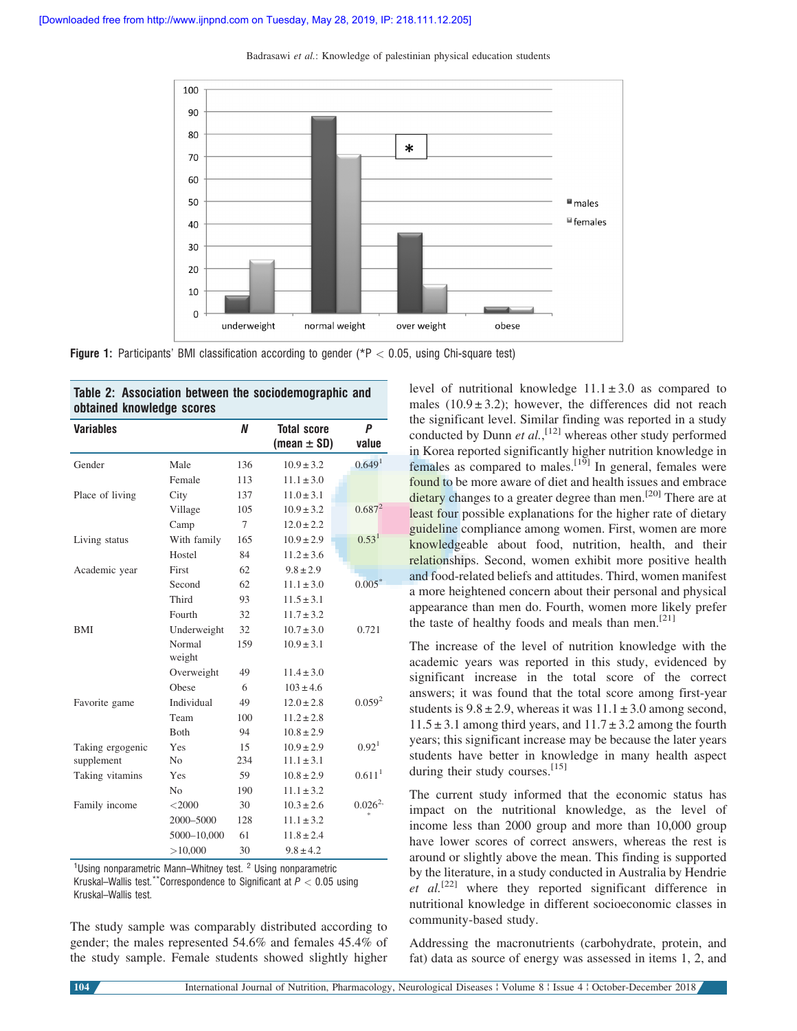Figure 1: Participants' BMI classification according to gender (*P < 0.05, using Chi-square test)

**Table 2: Association between the sociodemographic and obtained knowledge scores**

| Variables | | N | Total score (mean ± SD) | P value |
|---|---|---|---|---|
| Gender | Male | 136 | 10.9 ± 3.2 | 0.649[1] |
| | Female | 113 | 11.1 ± 3.0 | |
| Place of living | City | 137 | 11.0 ± 3.1 | |
| | Village | 105 | 10.9 ± 3.2 | 0.687[2] |
| | Camp | 7 | 12.0 ± 2.2 | |
| Living status | With family | 165 | 10.9 ± 2.9 | 0.53[1] |
| | Hostel | 84 | 11.2 ± 3.6 | |
| Academic year | First | 62 | 9.8 ± 2.9 | |
| | Second | 62 | 11.1 ± 3.0 | 0.005* |
| | Third | 93 | 11.5 ± 3.1 | |
| | Fourth | 32 | 11.7 ± 3.2 | |
| BMI | Underweight | 32 | 10.7 ± 3.0 | 0.721 |
| | Normal weight | 159 | 10.9 ± 3.1 | |
| | Overweight | 49 | 11.4 ± 3.0 | |
| | Obese | 6 | 103 ± 4.6 | |
| Favorite game | Individual | 49 | 12.0 ± 2.8 | 0.059[2] |
| | Team | 100 | 11.2 ± 2.8 | |
| | Both | 94 | 10.8 ± 2.9 | |
| Taking ergogenic supplement | Yes | 15 | 10.9 ± 2.9 | 0.92[1] |
| | No | 234 | 11.1 ± 3.1 | |
| Taking vitamins | Yes | 59 | 10.8 ± 2.9 | 0.611[1] |
| | No | 190 | 11.1 ± 3.2 | |
| Family income | <2000 | 30 | 10.3 ± 2.6 | 0.026[2,*] |
| | 2000–5000 | 128 | 11.1 ± 3.2 | |
| | 5000–10,000 | 61 | 11.8 ± 2.4 | |
| | >10,000 | 30 | 9.8 ± 4.2 | |

[1]Using nonparametric Mann–Whitney test. [2] Using nonparametric Kruskal–Wallis test.**Correspondence to Significant at $P < 0.05$ using Kruskal–Wallis test.

The study sample was comparably distributed according to gender; the males represented 54.6% and females 45.4% of the study sample. Female students showed slightly higher level of nutritional knowledge 11.1 ± 3.0 as compared to males (10.9 ± 3.2); however, the differences did not reach the significant level. Similar finding was reported in a study conducted by Dunn *et al.*,[12] whereas other study performed in Korea reported significantly higher nutrition knowledge in females as compared to males.[19] In general, females were found to be more aware of diet and health issues and embrace dietary changes to a greater degree than men.[20] There are at least four possible explanations for the higher rate of dietary guideline compliance among women. First, women are more knowledgeable about food, nutrition, health, and their relationships. Second, women exhibit more positive health and food-related beliefs and attitudes. Third, women manifest a more heightened concern about their personal and physical appearance than men do. Fourth, women more likely prefer the taste of healthy foods and meals than men.[21]

The increase of the level of nutrition knowledge with the academic years was reported in this study, evidenced by significant increase in the total score of the correct answers; it was found that the total score among first-year students is 9.8 ± 2.9, whereas it was 11.1 ± 3.0 among second, 11.5 ± 3.1 among third years, and 11.7 ± 3.2 among the fourth years; this significant increase may be because the later years students have better in knowledge in many health aspect during their study courses.[15]

The current study informed that the economic status has impact on the nutritional knowledge, as the level of income less than 2000 group and more than 10,000 group have lower scores of correct answers, whereas the rest is around or slightly above the mean. This finding is supported by the literature, in a study conducted in Australia by Hendrie *et al.*[22] where they reported significant difference in nutritional knowledge in different socioeconomic classes in community-based study.

Addressing the macronutrients (carbohydrate, protein, and fat) data as source of energy was assessed in items 1, 2, and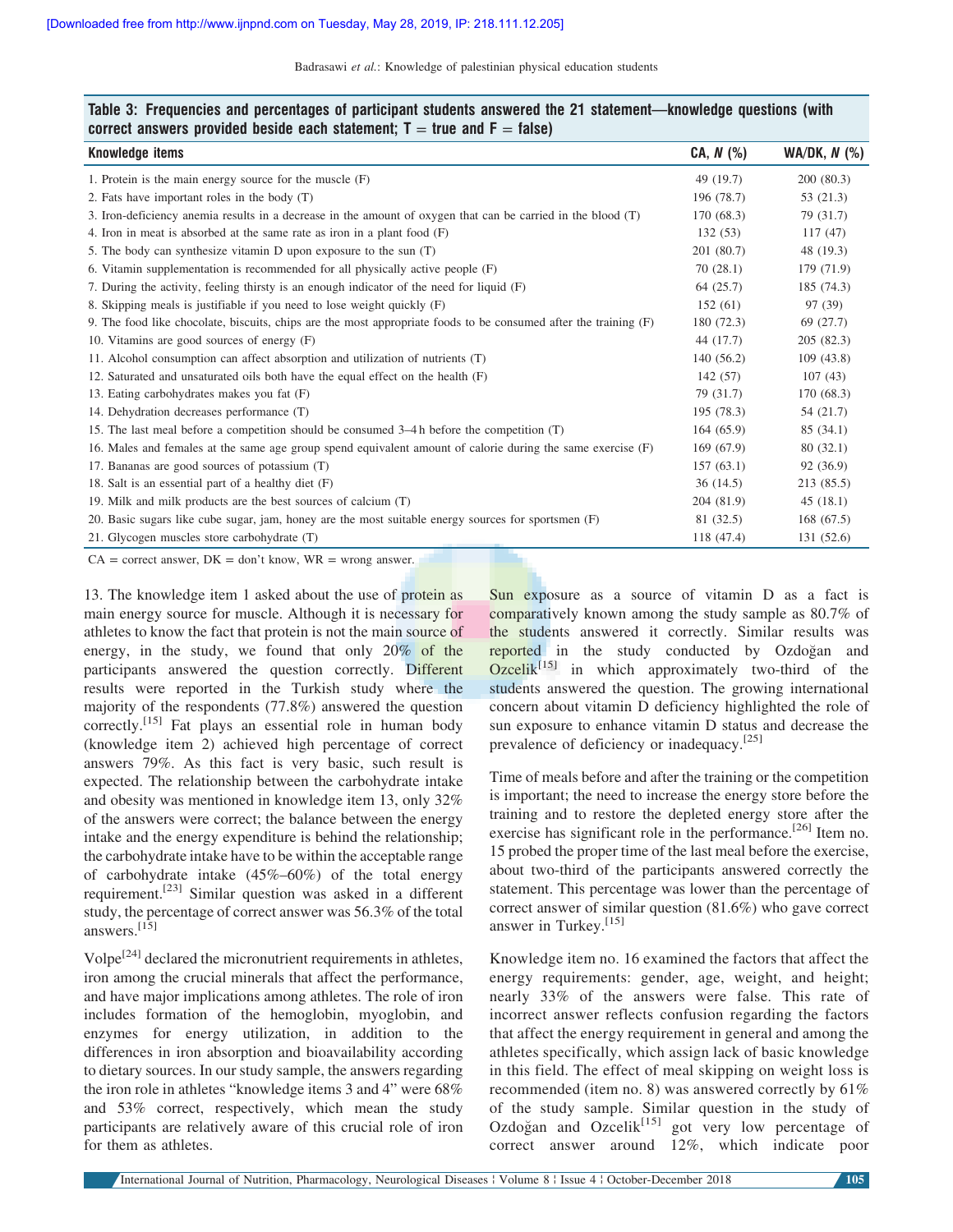**Table 3: Frequencies and percentages of participant students answered the 21 statement—knowledge questions (with correct answers provided beside each statement; T = true and F = false)**

| Knowledge items | CA, N (%) | WA/DK, N (%) |
|---|---|---|
| 1. Protein is the main energy source for the muscle (F) | 49 (19.7) | 200 (80.3) |
| 2. Fats have important roles in the body (T) | 196 (78.7) | 53 (21.3) |
| 3. Iron-deficiency anemia results in a decrease in the amount of oxygen that can be carried in the blood (T) | 170 (68.3) | 79 (31.7) |
| 4. Iron in meat is absorbed at the same rate as iron in a plant food (F) | 132 (53) | 117 (47) |
| 5. The body can synthesize vitamin D upon exposure to the sun (T) | 201 (80.7) | 48 (19.3) |
| 6. Vitamin supplementation is recommended for all physically active people (F) | 70 (28.1) | 179 (71.9) |
| 7. During the activity, feeling thirsty is an enough indicator of the need for liquid (F) | 64 (25.7) | 185 (74.3) |
| 8. Skipping meals is justifiable if you need to lose weight quickly (F) | 152 (61) | 97 (39) |
| 9. The food like chocolate, biscuits, chips are the most appropriate foods to be consumed after the training (F) | 180 (72.3) | 69 (27.7) |
| 10. Vitamins are good sources of energy (F) | 44 (17.7) | 205 (82.3) |
| 11. Alcohol consumption can affect absorption and utilization of nutrients (T) | 140 (56.2) | 109 (43.8) |
| 12. Saturated and unsaturated oils both have the equal effect on the health (F) | 142 (57) | 107 (43) |
| 13. Eating carbohydrates makes you fat (F) | 79 (31.7) | 170 (68.3) |
| 14. Dehydration decreases performance (T) | 195 (78.3) | 54 (21.7) |
| 15. The last meal before a competition should be consumed 3–4 h before the competition (T) | 164 (65.9) | 85 (34.1) |
| 16. Males and females at the same age group spend equivalent amount of calorie during the same exercise (F) | 169 (67.9) | 80 (32.1) |
| 17. Bananas are good sources of potassium (T) | 157 (63.1) | 92 (36.9) |
| 18. Salt is an essential part of a healthy diet (F) | 36 (14.5) | 213 (85.5) |
| 19. Milk and milk products are the best sources of calcium (T) | 204 (81.9) | 45 (18.1) |
| 20. Basic sugars like cube sugar, jam, honey are the most suitable energy sources for sportsmen (F) | 81 (32.5) | 168 (67.5) |
| 21. Glycogen muscles store carbohydrate (T) | 118 (47.4) | 131 (52.6) |

CA = correct answer, DK = don't know, WR = wrong answer.

13. The knowledge item 1 asked about the use of protein as main energy source for muscle. Although it is necessary for athletes to know the fact that protein is not the main source of energy, in the study, we found that only 20% of the participants answered the question correctly. Different results were reported in the Turkish study where the majority of the respondents (77.8%) answered the question correctly.[15] Fat plays an essential role in human body (knowledge item 2) achieved high percentage of correct answers 79%. As this fact is very basic, such result is expected. The relationship between the carbohydrate intake and obesity was mentioned in knowledge item 13, only 32% of the answers were correct; the balance between the energy intake and the energy expenditure is behind the relationship; the carbohydrate intake have to be within the acceptable range of carbohydrate intake (45%–60%) of the total energy requirement.[23] Similar question was asked in a different study, the percentage of correct answer was 56.3% of the total answers.[15]

Volpe[24] declared the micronutrient requirements in athletes, iron among the crucial minerals that affect the performance, and have major implications among athletes. The role of iron includes formation of the hemoglobin, myoglobin, and enzymes for energy utilization, in addition to the differences in iron absorption and bioavailability according to dietary sources. In our study sample, the answers regarding the iron role in athletes "knowledge items 3 and 4" were 68% and 53% correct, respectively, which mean the study participants are relatively aware of this crucial role of iron for them as athletes.

Sun exposure as a source of vitamin D as a fact is comparatively known among the study sample as 80.7% of the students answered it correctly. Similar results was reported in the study conducted by Ozdoğan and Ozcelik[15] in which approximately two-third of the students answered the question. The growing international concern about vitamin D deficiency highlighted the role of sun exposure to enhance vitamin D status and decrease the prevalence of deficiency or inadequacy.[25]

Time of meals before and after the training or the competition is important; the need to increase the energy store before the training and to restore the depleted energy store after the exercise has significant role in the performance.[26] Item no. 15 probed the proper time of the last meal before the exercise, about two-third of the participants answered correctly the statement. This percentage was lower than the percentage of correct answer of similar question (81.6%) who gave correct answer in Turkey.[15]

Knowledge item no. 16 examined the factors that affect the energy requirements: gender, age, weight, and height; nearly 33% of the answers were false. This rate of incorrect answer reflects confusion regarding the factors that affect the energy requirement in general and among the athletes specifically, which assign lack of basic knowledge in this field. The effect of meal skipping on weight loss is recommended (item no. 8) was answered correctly by 61% of the study sample. Similar question in the study of Ozdoğan and Ozcelik[15] got very low percentage of correct answer around 12%, which indicate poor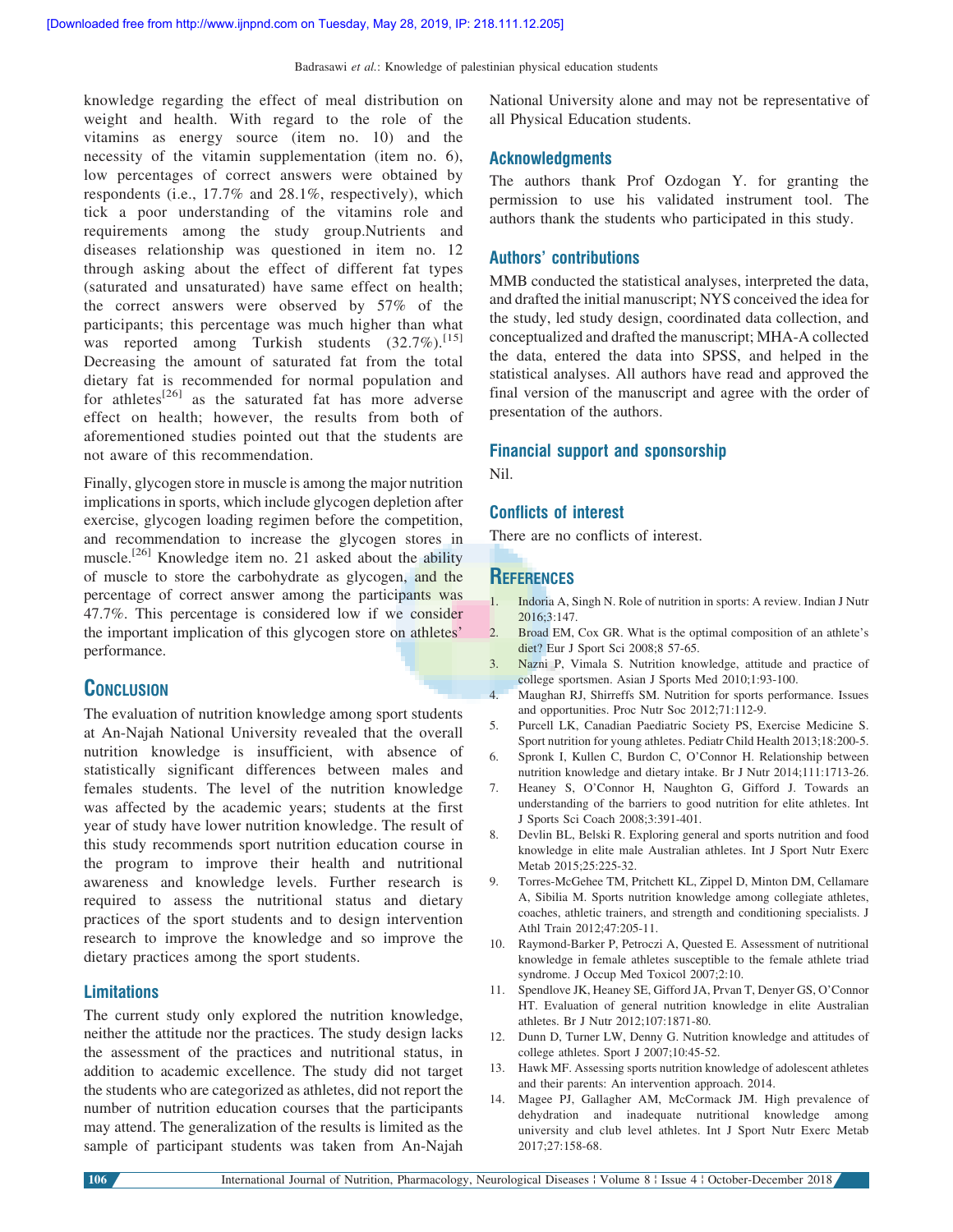knowledge regarding the effect of meal distribution on weight and health. With regard to the role of the vitamins as energy source (item no. 10) and the necessity of the vitamin supplementation (item no. 6), low percentages of correct answers were obtained by respondents (i.e., 17.7% and 28.1%, respectively), which tick a poor understanding of the vitamins role and requirements among the study group.Nutrients and diseases relationship was questioned in item no. 12 through asking about the effect of different fat types (saturated and unsaturated) have same effect on health; the correct answers were observed by 57% of the participants; this percentage was much higher than what was reported among Turkish students (32.7%).[15] Decreasing the amount of saturated fat from the total dietary fat is recommended for normal population and for athletes[26] as the saturated fat has more adverse effect on health; however, the results from both of aforementioned studies pointed out that the students are not aware of this recommendation.

Finally, glycogen store in muscle is among the major nutrition implications in sports, which include glycogen depletion after exercise, glycogen loading regimen before the competition, and recommendation to increase the glycogen stores in muscle.[26] Knowledge item no. 21 asked about the ability of muscle to store the carbohydrate as glycogen, and the percentage of correct answer among the participants was 47.7%. This percentage is considered low if we consider the important implication of this glycogen store on athletes' performance.

## Conclusion

The evaluation of nutrition knowledge among sport students at An-Najah National University revealed that the overall nutrition knowledge is insufficient, with absence of statistically significant differences between males and females students. The level of the nutrition knowledge was affected by the academic years; students at the first year of study have lower nutrition knowledge. The result of this study recommends sport nutrition education course in the program to improve their health and nutritional awareness and knowledge levels. Further research is required to assess the nutritional status and dietary practices of the sport students and to design intervention research to improve the knowledge and so improve the dietary practices among the sport students.

### Limitations

The current study only explored the nutrition knowledge, neither the attitude nor the practices. The study design lacks the assessment of the practices and nutritional status, in addition to academic excellence. The study did not target the students who are categorized as athletes, did not report the number of nutrition education courses that the participants may attend. The generalization of the results is limited as the sample of participant students was taken from An-Najah National University alone and may not be representative of all Physical Education students.

### Acknowledgments

The authors thank Prof Ozdogan Y. for granting the permission to use his validated instrument tool. The authors thank the students who participated in this study.

### Authors' contributions

MMB conducted the statistical analyses, interpreted the data, and drafted the initial manuscript; NYS conceived the idea for the study, led study design, coordinated data collection, and conceptualized and drafted the manuscript; MHA-A collected the data, entered the data into SPSS, and helped in the statistical analyses. All authors have read and approved the final version of the manuscript and agree with the order of presentation of the authors.

### Financial support and sponsorship

Nil.

### Conflicts of interest

There are no conflicts of interest.

## References

1. Indoria A, Singh N. Role of nutrition in sports: A review. Indian J Nutr 2016;3:147.
2. Broad EM, Cox GR. What is the optimal composition of an athlete's diet? Eur J Sport Sci 2008;8 57-65.
3. Nazni P, Vimala S. Nutrition knowledge, attitude and practice of college sportsmen. Asian J Sports Med 2010;1:93-100.
4. Maughan RJ, Shirreffs SM. Nutrition for sports performance. Issues and opportunities. Proc Nutr Soc 2012;71:112-9.
5. Purcell LK, Canadian Paediatric Society PS, Exercise Medicine S. Sport nutrition for young athletes. Pediatr Child Health 2013;18:200-5.
6. Spronk I, Kullen C, Burdon C, O'Connor H. Relationship between nutrition knowledge and dietary intake. Br J Nutr 2014;111:1713-26.
7. Heaney S, O'Connor H, Naughton G, Gifford J. Towards an understanding of the barriers to good nutrition for elite athletes. Int J Sports Sci Coach 2008;3:391-401.
8. Devlin BL, Belski R. Exploring general and sports nutrition and food knowledge in elite male Australian athletes. Int J Sport Nutr Exerc Metab 2015;25:225-32.
9. Torres-McGehee TM, Pritchett KL, Zippel D, Minton DM, Cellamare A, Sibilia M. Sports nutrition knowledge among collegiate athletes, coaches, athletic trainers, and strength and conditioning specialists. J Athl Train 2012;47:205-11.
10. Raymond-Barker P, Petroczi A, Quested E. Assessment of nutritional knowledge in female athletes susceptible to the female athlete triad syndrome. J Occup Med Toxicol 2007;2:10.
11. Spendlove JK, Heaney SE, Gifford JA, Prvan T, Denyer GS, O'Connor HT. Evaluation of general nutrition knowledge in elite Australian athletes. Br J Nutr 2012;107:1871-80.
12. Dunn D, Turner LW, Denny G. Nutrition knowledge and attitudes of college athletes. Sport J 2007;10:45-52.
13. Hawk MF. Assessing sports nutrition knowledge of adolescent athletes and their parents: An intervention approach. 2014.
14. Magee PJ, Gallagher AM, McCormack JM. High prevalence of dehydration and inadequate nutritional knowledge among university and club level athletes. Int J Sport Nutr Exerc Metab 2017;27:158-68.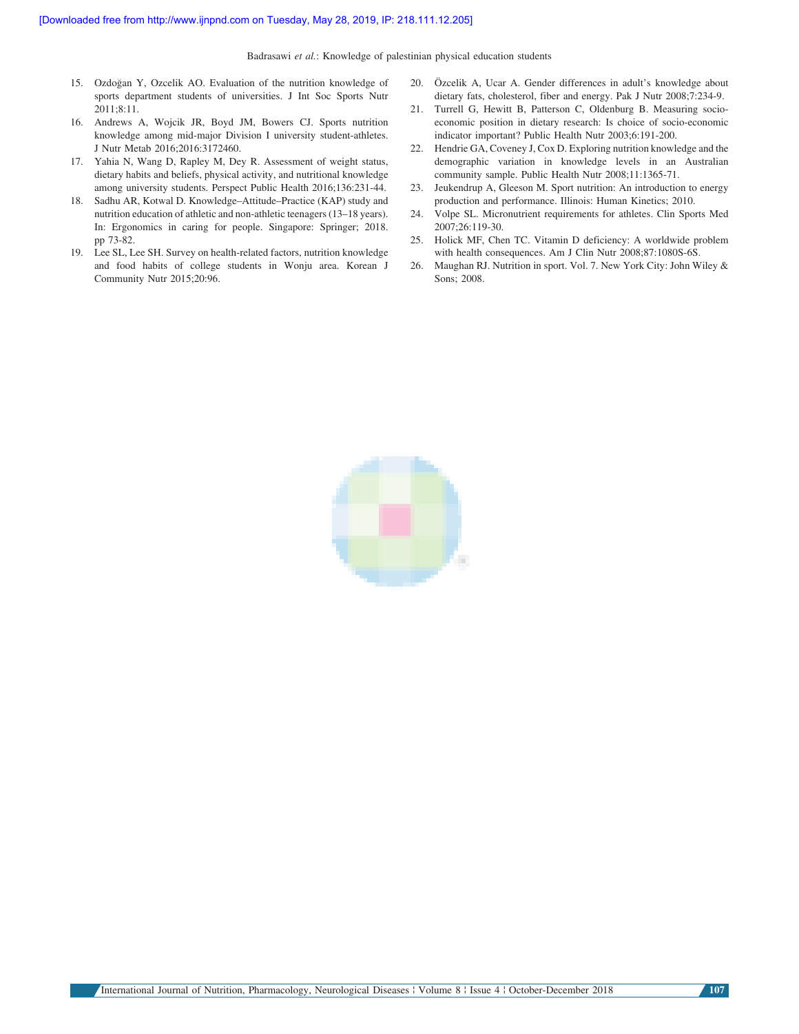15. Ozdoğan Y, Ozcelik AO. Evaluation of the nutrition knowledge of sports department students of universities. J Int Soc Sports Nutr 2011;8:11.
16. Andrews A, Wojcik JR, Boyd JM, Bowers CJ. Sports nutrition knowledge among mid-major Division I university student-athletes. J Nutr Metab 2016;2016:3172460.
17. Yahia N, Wang D, Rapley M, Dey R. Assessment of weight status, dietary habits and beliefs, physical activity, and nutritional knowledge among university students. Perspect Public Health 2016;136:231-44.
18. Sadhu AR, Kotwal D. Knowledge–Attitude–Practice (KAP) study and nutrition education of athletic and non-athletic teenagers (13–18 years). In: Ergonomics in caring for people. Singapore: Springer; 2018. pp 73-82.
19. Lee SL, Lee SH. Survey on health-related factors, nutrition knowledge and food habits of college students in Wonju area. Korean J Community Nutr 2015;20:96.
20. Özcelik A, Ucar A. Gender differences in adult's knowledge about dietary fats, cholesterol, fiber and energy. Pak J Nutr 2008;7:234-9.
21. Turrell G, Hewitt B, Patterson C, Oldenburg B. Measuring socio-economic position in dietary research: Is choice of socio-economic indicator important? Public Health Nutr 2003;6:191-200.
22. Hendrie GA, Coveney J, Cox D. Exploring nutrition knowledge and the demographic variation in knowledge levels in an Australian community sample. Public Health Nutr 2008;11:1365-71.
23. Jeukendrup A, Gleeson M. Sport nutrition: An introduction to energy production and performance. Illinois: Human Kinetics; 2010.
24. Volpe SL. Micronutrient requirements for athletes. Clin Sports Med 2007;26:119-30.
25. Holick MF, Chen TC. Vitamin D deficiency: A worldwide problem with health consequences. Am J Clin Nutr 2008;87:1080S-6S.
26. Maughan RJ. Nutrition in sport. Vol. 7. New York City: John Wiley & Sons; 2008.